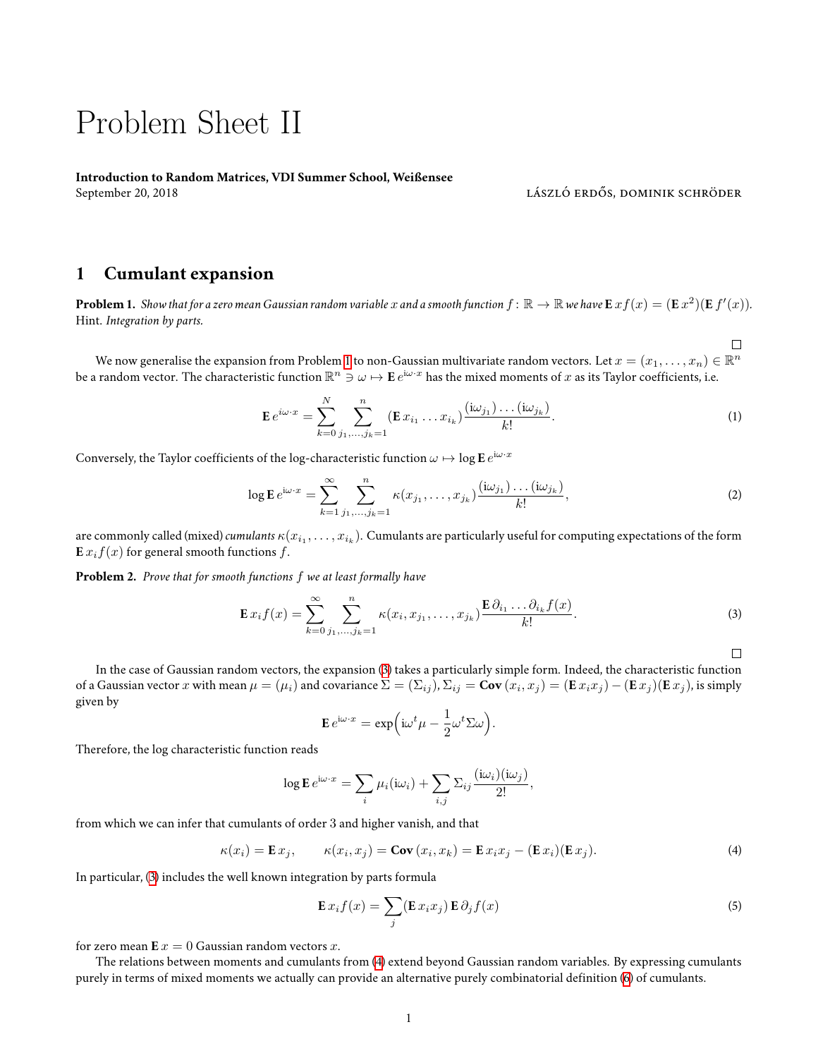# Problem Sheet II

**Introduction to Random Matrices, VDI Summer School, Weißensee**
September 20, 2018 — LÁSZLÓ ERDŐS, DOMINIK SCHRÖDER

## 1 Cumulant expansion

**Problem 1.** *Show that for a zero mean Gaussian random variable $x$ and a smooth function $f\colon \mathbb{R}\to\mathbb{R}$ we have $\mathbf{E}\, x f(x) = (\mathbf{E}\, x^2)(\mathbf{E}\, f'(x))$.*
Hint. *Integration by parts.*

□

We now generalise the expansion from Problem 1 to non-Gaussian multivariate random vectors. Let $x = (x_1, \dots, x_n) \in \mathbb{R}^n$ be a random vector. The characteristic function $\mathbb{R}^n \ni \omega \mapsto \mathbf{E}\, e^{\mathrm{i}\omega\cdot x}$ has the mixed moments of $x$ as its Taylor coefficients, i.e.

$$\mathbf{E}\, e^{\mathrm{i}\omega\cdot x} = \sum_{k=0}^{N} \sum_{j_1,\dots,j_k=1}^{n} (\mathbf{E}\, x_{i_1}\dots x_{i_k}) \frac{(\mathrm{i}\omega_{j_1})\dots(\mathrm{i}\omega_{j_k})}{k!}. \tag{1}$$

Conversely, the Taylor coefficients of the log-characteristic function $\omega \mapsto \log \mathbf{E}\, e^{\mathrm{i}\omega\cdot x}$

$$\log \mathbf{E}\, e^{\mathrm{i}\omega\cdot x} = \sum_{k=1}^{\infty} \sum_{j_1,\dots,j_k=1}^{n} \kappa(x_{j_1},\dots,x_{j_k}) \frac{(\mathrm{i}\omega_{j_1})\dots(\mathrm{i}\omega_{j_k})}{k!}, \tag{2}$$

are commonly called (mixed) *cumulants* $\kappa(x_{i_1},\dots,x_{i_k})$. Cumulants are particularly useful for computing expectations of the form $\mathbf{E}\, x_i f(x)$ for general smooth functions $f$.

**Problem 2.** *Prove that for smooth functions $f$ we at least formally have*

$$\mathbf{E}\, x_i f(x) = \sum_{k=0}^{\infty} \sum_{j_1,\dots,j_k=1}^{n} \kappa(x_i, x_{j_1},\dots,x_{j_k}) \frac{\mathbf{E}\, \partial_{i_1}\dots\partial_{i_k} f(x)}{k!}. \tag{3}$$

□

In the case of Gaussian random vectors, the expansion (3) takes a particularly simple form. Indeed, the characteristic function of a Gaussian vector $x$ with mean $\mu = (\mu_i)$ and covariance $\Sigma = (\Sigma_{ij})$, $\Sigma_{ij} = \mathbf{Cov}\,(x_i, x_j) = (\mathbf{E}\, x_i x_j) - (\mathbf{E}\, x_j)(\mathbf{E}\, x_j)$, is simply given by

$$\mathbf{E}\, e^{\mathrm{i}\omega\cdot x} = \exp\Big(\mathrm{i}\omega^t \mu - \frac{1}{2}\omega^t \Sigma \omega\Big).$$

Therefore, the log characteristic function reads

$$\log \mathbf{E}\, e^{\mathrm{i}\omega\cdot x} = \sum_i \mu_i(\mathrm{i}\omega_i) + \sum_{i,j} \Sigma_{ij} \frac{(\mathrm{i}\omega_i)(\mathrm{i}\omega_j)}{2!},$$

from which we can infer that cumulants of order 3 and higher vanish, and that

$$\kappa(x_i) = \mathbf{E}\, x_j, \qquad \kappa(x_i, x_j) = \mathbf{Cov}\,(x_i, x_k) = \mathbf{E}\, x_i x_j - (\mathbf{E}\, x_i)(\mathbf{E}\, x_j). \tag{4}$$

In particular, (3) includes the well known integration by parts formula

$$\mathbf{E}\, x_i f(x) = \sum_j (\mathbf{E}\, x_i x_j)\, \mathbf{E}\, \partial_j f(x) \tag{5}$$

for zero mean $\mathbf{E}\, x = 0$ Gaussian random vectors $x$.

The relations between moments and cumulants from (4) extend beyond Gaussian random variables. By expressing cumulants purely in terms of mixed moments we actually can provide an alternative purely combinatorial definition (6) of cumulants.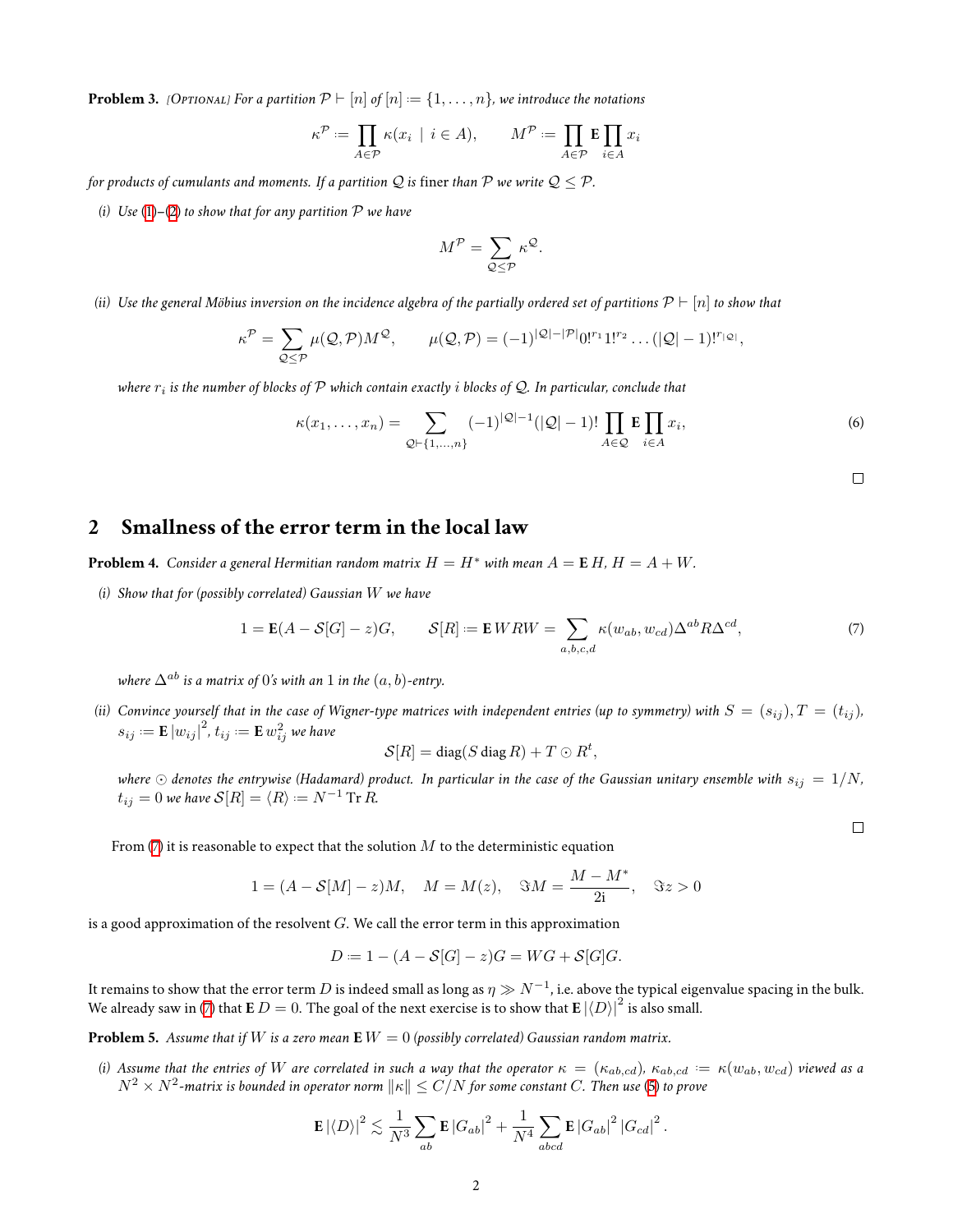**Problem 3.** *[Optional] For a partition $\mathcal{P} \vdash [n]$ of $[n] := \{1, \dots, n\}$, we introduce the notations*

$$\kappa^{\mathcal{P}} := \prod_{A \in \mathcal{P}} \kappa(x_i \mid i \in A), \qquad M^{\mathcal{P}} := \prod_{A \in \mathcal{P}} \mathbf{E} \prod_{i \in A} x_i$$

*for products of cumulants and moments. If a partition $\mathcal{Q}$ is* finer *than $\mathcal{P}$ we write $\mathcal{Q} \leq \mathcal{P}$.*

*(i) Use (1)–(2) to show that for any partition $\mathcal{P}$ we have*

$$M^{\mathcal{P}} = \sum_{\mathcal{Q} \leq \mathcal{P}} \kappa^{\mathcal{Q}}.$$

*(ii) Use the general Möbius inversion on the incidence algebra of the partially ordered set of partitions $\mathcal{P} \vdash [n]$ to show that*

$$\kappa^{\mathcal{P}} = \sum_{\mathcal{Q} \leq \mathcal{P}} \mu(\mathcal{Q}, \mathcal{P}) M^{\mathcal{Q}}, \qquad \mu(\mathcal{Q}, \mathcal{P}) = (-1)^{|\mathcal{Q}| - |\mathcal{P}|} 0!^{r_1} 1!^{r_2} \dots (|\mathcal{Q}| - 1)!^{r_{|\mathcal{Q}|}},$$

*where $r_i$ is the number of blocks of $\mathcal{P}$ which contain exactly $i$ blocks of $\mathcal{Q}$. In particular, conclude that*

$$\kappa(x_1, \dots, x_n) = \sum_{\mathcal{Q} \vdash \{1, \dots, n\}} (-1)^{|\mathcal{Q}| - 1} (|\mathcal{Q}| - 1)! \prod_{A \in \mathcal{Q}} \mathbf{E} \prod_{i \in A} x_i, \tag{6}$$

□

## 2 Smallness of the error term in the local law

**Problem 4.** *Consider a general Hermitian random matrix $H = H^*$ with mean $A = \mathbf{E} H$, $H = A + W$.*

*(i) Show that for (possibly correlated) Gaussian $W$ we have*

$$1 = \mathbf{E}(A - \mathcal{S}[G] - z)G, \qquad \mathcal{S}[R] := \mathbf{E} WRW = \sum_{a,b,c,d} \kappa(w_{ab}, w_{cd}) \Delta^{ab} R \Delta^{cd}, \tag{7}$$

*where $\Delta^{ab}$ is a matrix of 0's with an 1 in the $(a, b)$-entry.*

*(ii) Convince yourself that in the case of Wigner-type matrices with independent entries (up to symmetry) with $S = (s_{ij}), T = (t_{ij})$, $s_{ij} := \mathbf{E} |w_{ij}|^2$, $t_{ij} := \mathbf{E} w_{ij}^2$ we have*

$$\mathcal{S}[R] = \operatorname{diag}(S \operatorname{diag} R) + T \odot R^t,$$

*where $\odot$ denotes the entrywise (Hadamard) product. In particular in the case of the Gaussian unitary ensemble with $s_{ij} = 1/N$, $t_{ij} = 0$ we have $\mathcal{S}[R] = \langle R \rangle := N^{-1} \operatorname{Tr} R$.*

□

From (7) it is reasonable to expect that the solution $M$ to the deterministic equation

$$1 = (A - \mathcal{S}[M] - z)M, \quad M = M(z), \quad \Im M = \frac{M - M^*}{2\mathrm{i}}, \quad \Im z > 0$$

is a good approximation of the resolvent $G$. We call the error term in this approximation

$$D := 1 - (A - \mathcal{S}[G] - z)G = WG + \mathcal{S}[G]G.$$

It remains to show that the error term $D$ is indeed small as long as $\eta \gg N^{-1}$, i.e. above the typical eigenvalue spacing in the bulk. We already saw in (7) that $\mathbf{E} D = 0$. The goal of the next exercise is to show that $\mathbf{E} |\langle D \rangle|^2$ is also small.

**Problem 5.** *Assume that if $W$ is a zero mean $\mathbf{E} W = 0$ (possibly correlated) Gaussian random matrix.*

*(i) Assume that the entries of $W$ are correlated in such a way that the operator $\kappa = (\kappa_{ab,cd})$, $\kappa_{ab,cd} := \kappa(w_{ab}, w_{cd})$ viewed as a $N^2 \times N^2$-matrix is bounded in operator norm $\|\kappa\| \leq C/N$ for some constant $C$. Then use (5) to prove*

$$\mathbf{E} |\langle D \rangle|^2 \lesssim \frac{1}{N^3} \sum_{ab} \mathbf{E} |G_{ab}|^2 + \frac{1}{N^4} \sum_{abcd} \mathbf{E} |G_{ab}|^2 |G_{cd}|^2 .$$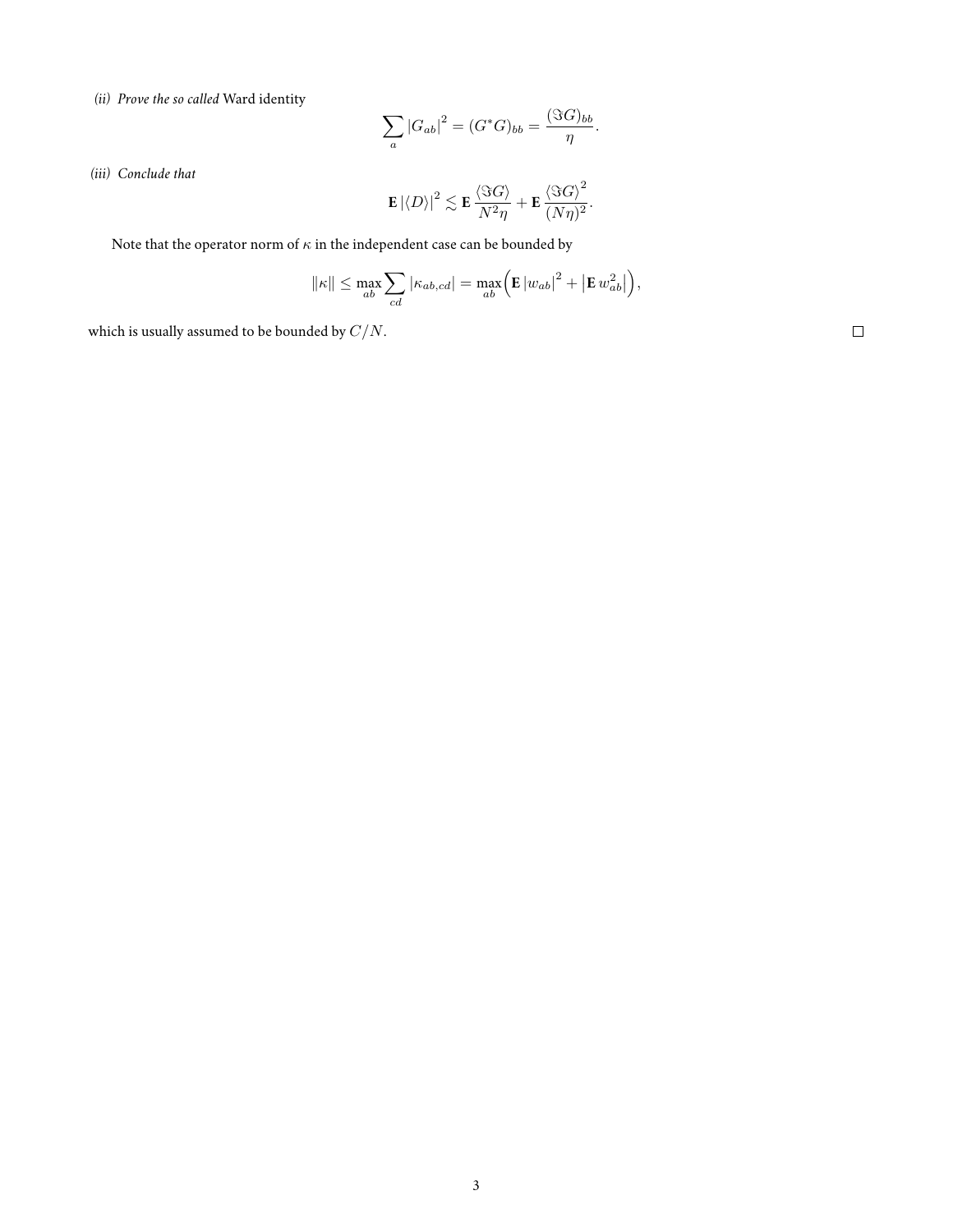*(ii) Prove the so called* Ward identity

$$\sum_a |G_{ab}|^2 = (G^* G)_{bb} = \frac{(\Im G)_{bb}}{\eta}.$$

*(iii) Conclude that*

$$\mathbf{E}\, |\langle D \rangle|^2 \lesssim \mathbf{E}\, \frac{\langle \Im G \rangle}{N^2 \eta} + \mathbf{E}\, \frac{\langle \Im G \rangle^2}{(N\eta)^2}.$$

Note that the operator norm of $\kappa$ in the independent case can be bounded by

$$\|\kappa\| \le \max_{ab} \sum_{cd} |\kappa_{ab,cd}| = \max_{ab} \Big( \mathbf{E}\, |w_{ab}|^2 + \big|\mathbf{E}\, w_{ab}^2\big| \Big),$$

which is usually assumed to be bounded by $C/N$. $\square$